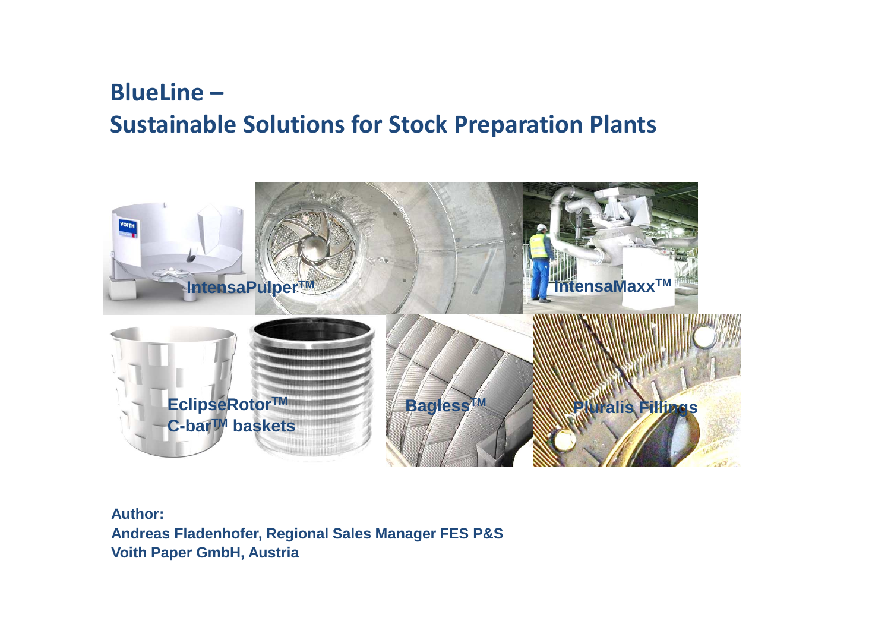# BlueLine – Sustainable Solutions for Stock Preparation Plants

IntensaPulper™

IntensaMaxx™

EclipseRotor™ C-bar™ baskets

Bagless™

Pluralis Fillings

**Author:**
**Andreas Fladenhofer, Regional Sales Manager FES P&S**
**Voith Paper GmbH, Austria**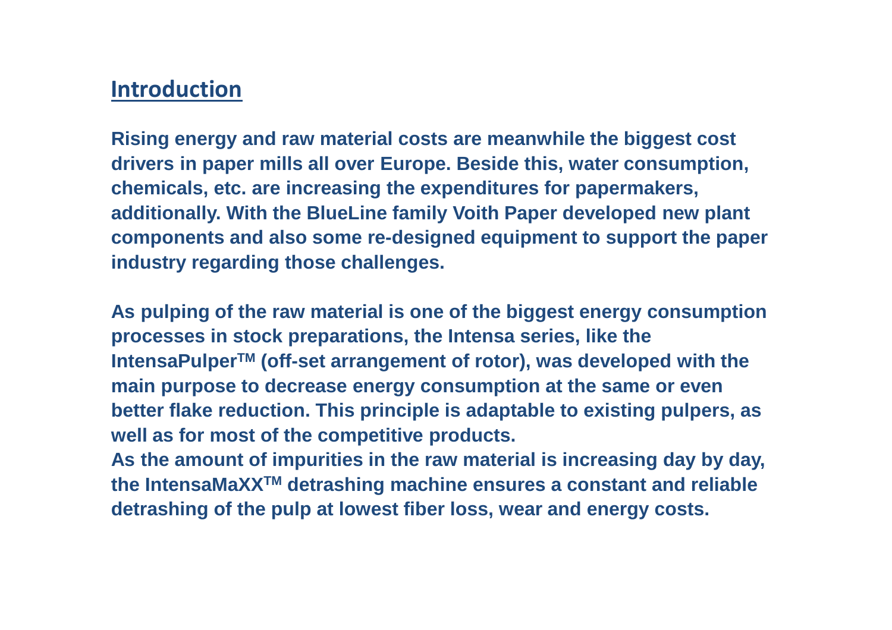## Introduction

**Rising energy and raw material costs are meanwhile the biggest cost drivers in paper mills all over Europe. Beside this, water consumption, chemicals, etc. are increasing the expenditures for papermakers, additionally. With the BlueLine family Voith Paper developed new plant components and also some re-designed equipment to support the paper industry regarding those challenges.**

**As pulping of the raw material is one of the biggest energy consumption processes in stock preparations, the Intensa series, like the IntensaPulper™ (off-set arrangement of rotor), was developed with the main purpose to decrease energy consumption at the same or even better flake reduction. This principle is adaptable to existing pulpers, as well as for most of the competitive products.**
**As the amount of impurities in the raw material is increasing day by day, the IntensaMaXX™ detrashing machine ensures a constant and reliable detrashing of the pulp at lowest fiber loss, wear and energy costs.**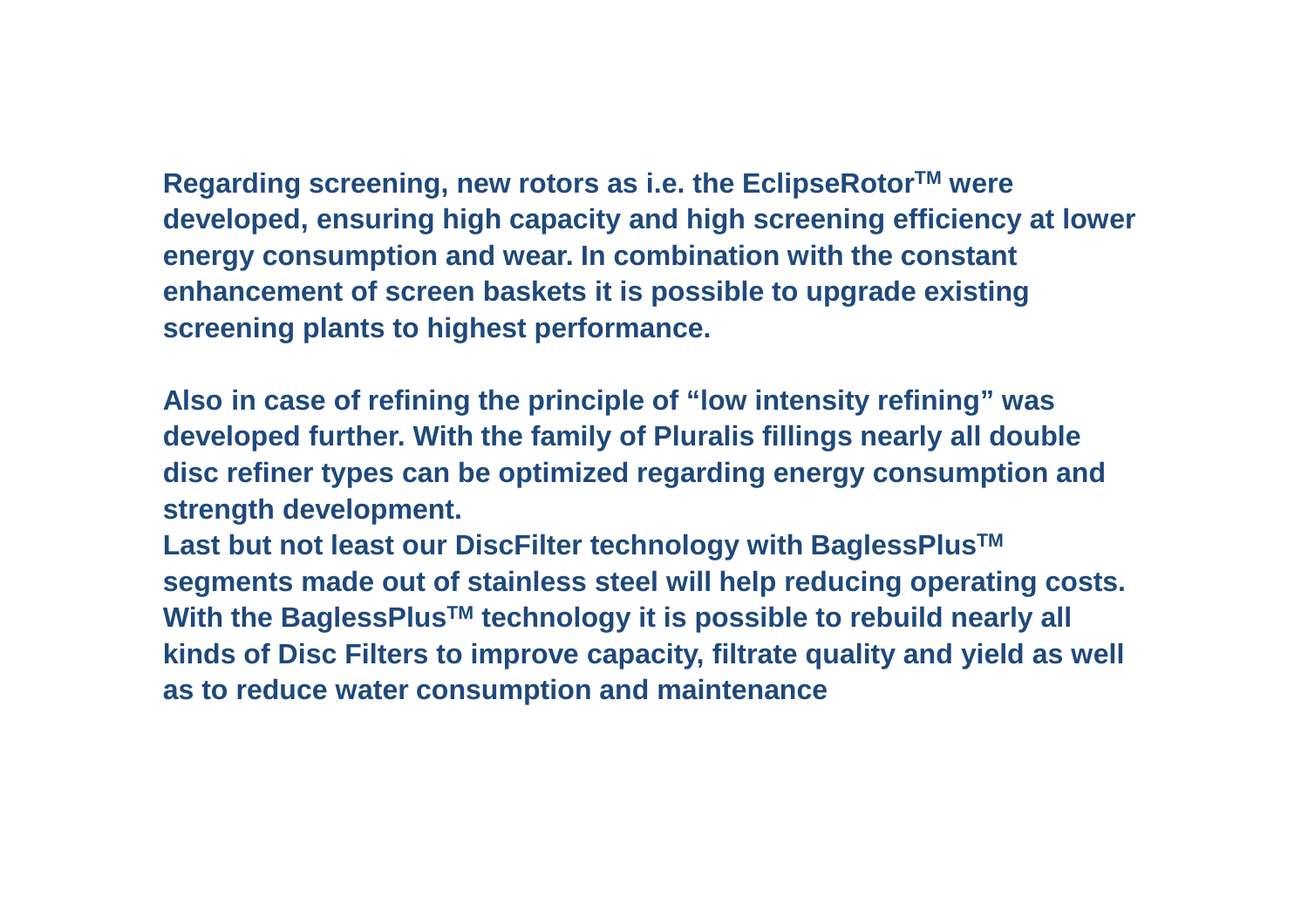**Regarding screening, new rotors as i.e. the EclipseRotor™ were developed, ensuring high capacity and high screening efficiency at lower energy consumption and wear. In combination with the constant enhancement of screen baskets it is possible to upgrade existing screening plants to highest performance.**

**Also in case of refining the principle of "low intensity refining" was developed further. With the family of Pluralis fillings nearly all double disc refiner types can be optimized regarding energy consumption and strength development.**

**Last but not least our DiscFilter technology with BaglessPlus™ segments made out of stainless steel will help reducing operating costs. With the BaglessPlus™ technology it is possible to rebuild nearly all kinds of Disc Filters to improve capacity, filtrate quality and yield as well as to reduce water consumption and maintenance**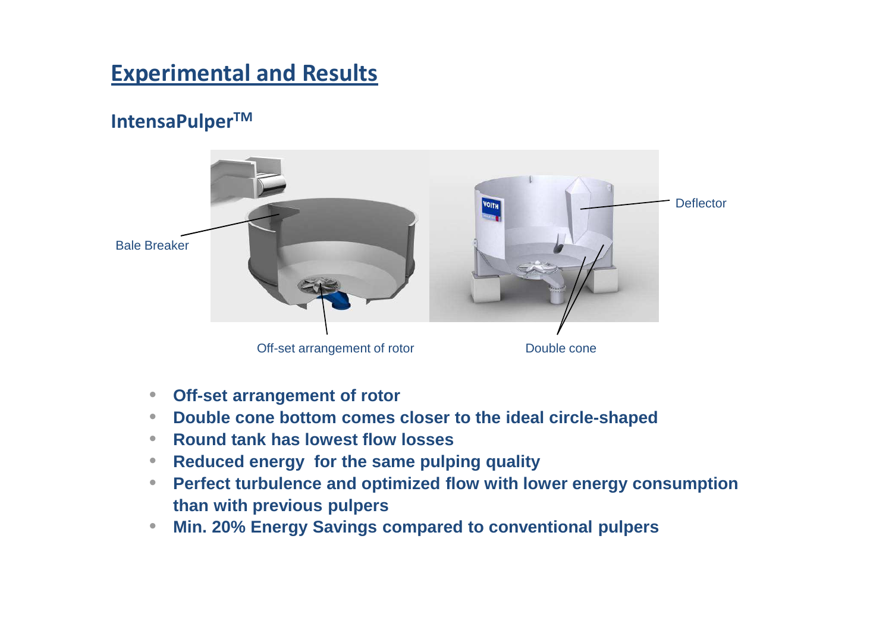# Experimental and Results

## IntensaPulper™

Bale Breaker

Deflector

Off-set arrangement of rotor

Double cone

- **Off-set arrangement of rotor**
- **Double cone bottom comes closer to the ideal circle-shaped**
- **Round tank has lowest flow losses**
- **Reduced energy for the same pulping quality**
- **Perfect turbulence and optimized flow with lower energy consumption than with previous pulpers**
- **Min. 20% Energy Savings compared to conventional pulpers**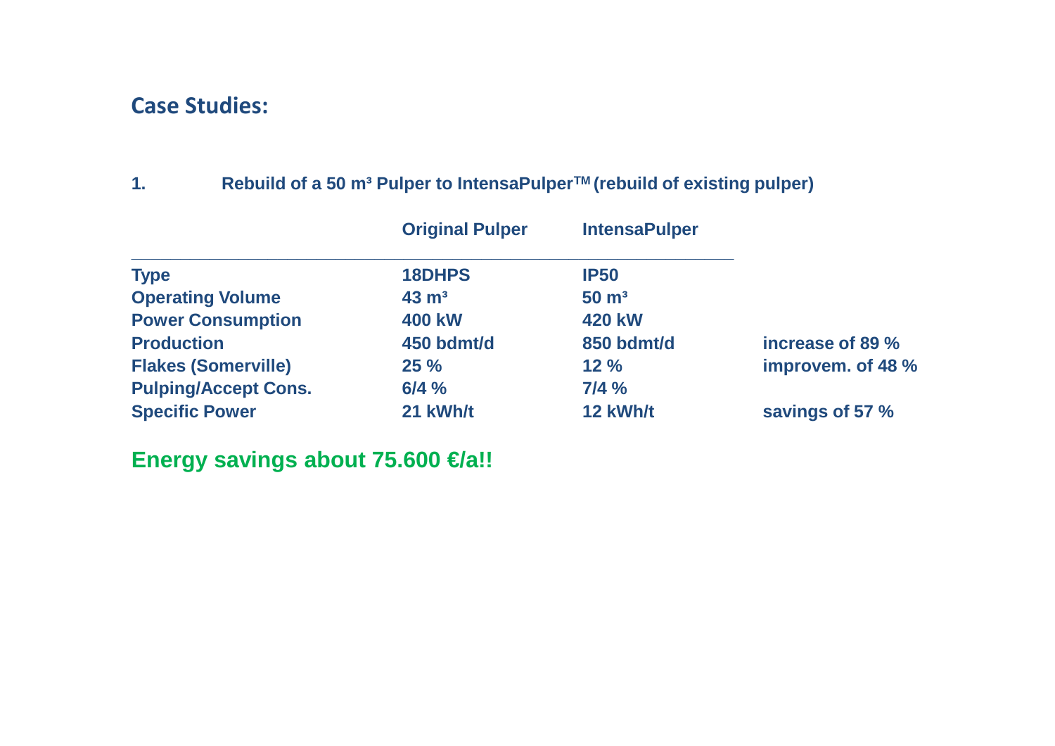## Case Studies:

1. **Rebuild of a 50 m³ Pulper to IntensaPulper™ (rebuild of existing pulper)**

| | Original Pulper | IntensaPulper | |
|---|---|---|---|
| **Type** | 18DHPS | IP50 | |
| **Operating Volume** | 43 m³ | 50 m³ | |
| **Power Consumption** | 400 kW | 420 kW | |
| **Production** | 450 bdmt/d | 850 bdmt/d | increase of 89 % |
| **Flakes (Somerville)** | 25 % | 12 % | improvem. of 48 % |
| **Pulping/Accept Cons.** | 6/4 % | 7/4 % | |
| **Specific Power** | 21 kWh/t | 12 kWh/t | savings of 57 % |

**Energy savings about 75.600 €/a!!**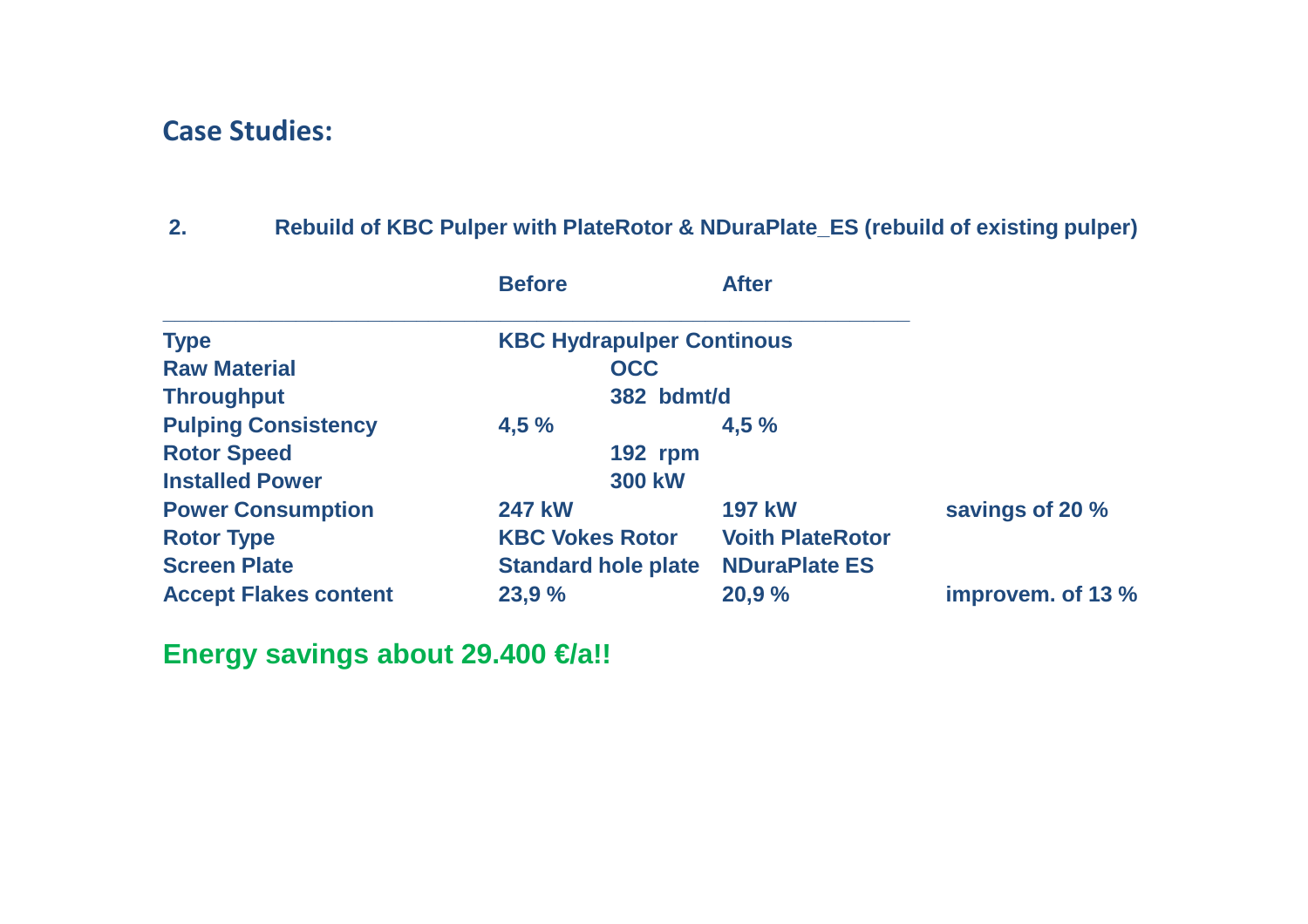## Case Studies:

**2. Rebuild of KBC Pulper with PlateRotor & NDuraPlate_ES (rebuild of existing pulper)**

| | Before | After | |
|---|---|---|---|
| **Type** | KBC Hydrapulper Continous | | |
| **Raw Material** | OCC | | |
| **Throughput** | 382 bdmt/d | | |
| **Pulping Consistency** | 4,5 % | 4,5 % | |
| **Rotor Speed** | 192 rpm | | |
| **Installed Power** | 300 kW | | |
| **Power Consumption** | 247 kW | 197 kW | savings of 20 % |
| **Rotor Type** | KBC Vokes Rotor | Voith PlateRotor | |
| **Screen Plate** | Standard hole plate | NDuraPlate ES | |
| **Accept Flakes content** | 23,9 % | 20,9 % | improvem. of 13 % |

**Energy savings about 29.400 €/a!!**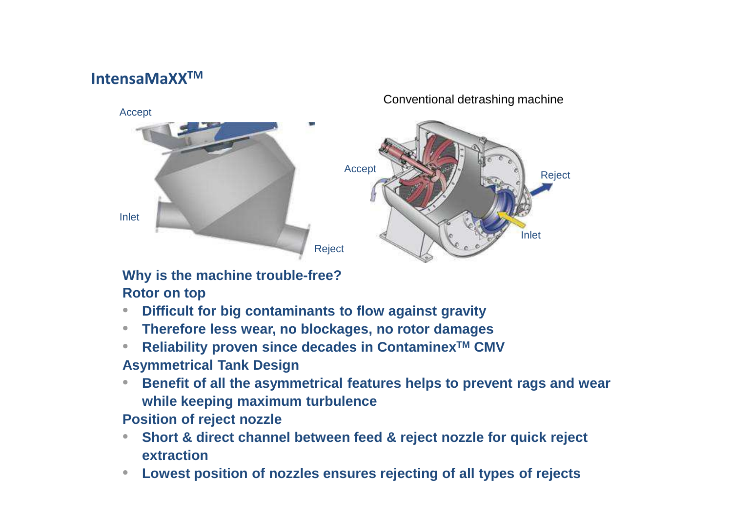## IntensaMaXX™

Accept

Conventional detrashing machine

Accept

Reject

Inlet

Inlet

Reject

**Why is the machine trouble-free?**

**Rotor on top**

- **Difficult for big contaminants to flow against gravity**
- **Therefore less wear, no blockages, no rotor damages**
- **Reliability proven since decades in Contaminex™ CMV**

**Asymmetrical Tank Design**

- **Benefit of all the asymmetrical features helps to prevent rags and wear while keeping maximum turbulence**

**Position of reject nozzle**

- **Short & direct channel between feed & reject nozzle for quick reject extraction**
- **Lowest position of nozzles ensures rejecting of all types of rejects**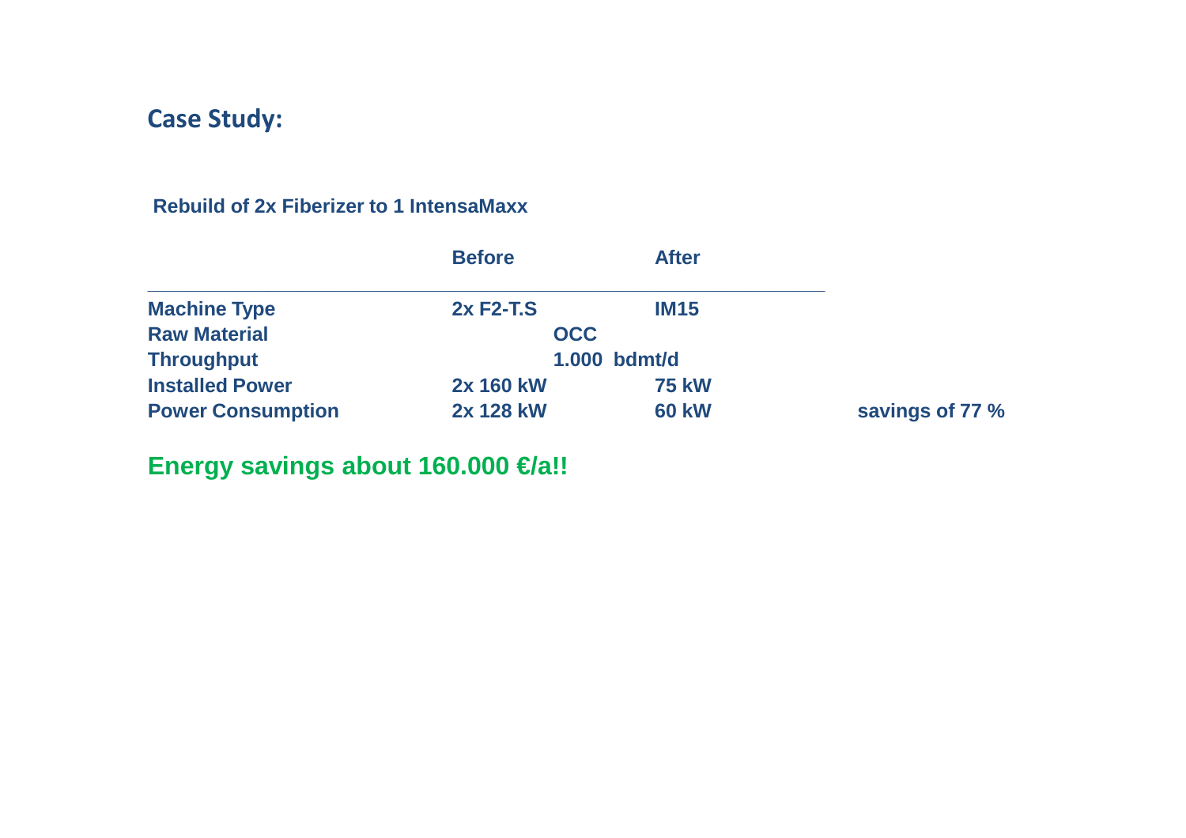## Case Study:

**Rebuild of 2x Fiberizer to 1 IntensaMaxx**

| | Before | After | |
|---|---|---|---|
| **Machine Type** | **2x F2-T.S** | **IM15** | |
| **Raw Material** | **OCC** | | |
| **Throughput** | **1.000 bdmt/d** | | |
| **Installed Power** | **2x 160 kW** | **75 kW** | |
| **Power Consumption** | **2x 128 kW** | **60 kW** | **savings of 77 %** |

**Energy savings about 160.000 €/a!!**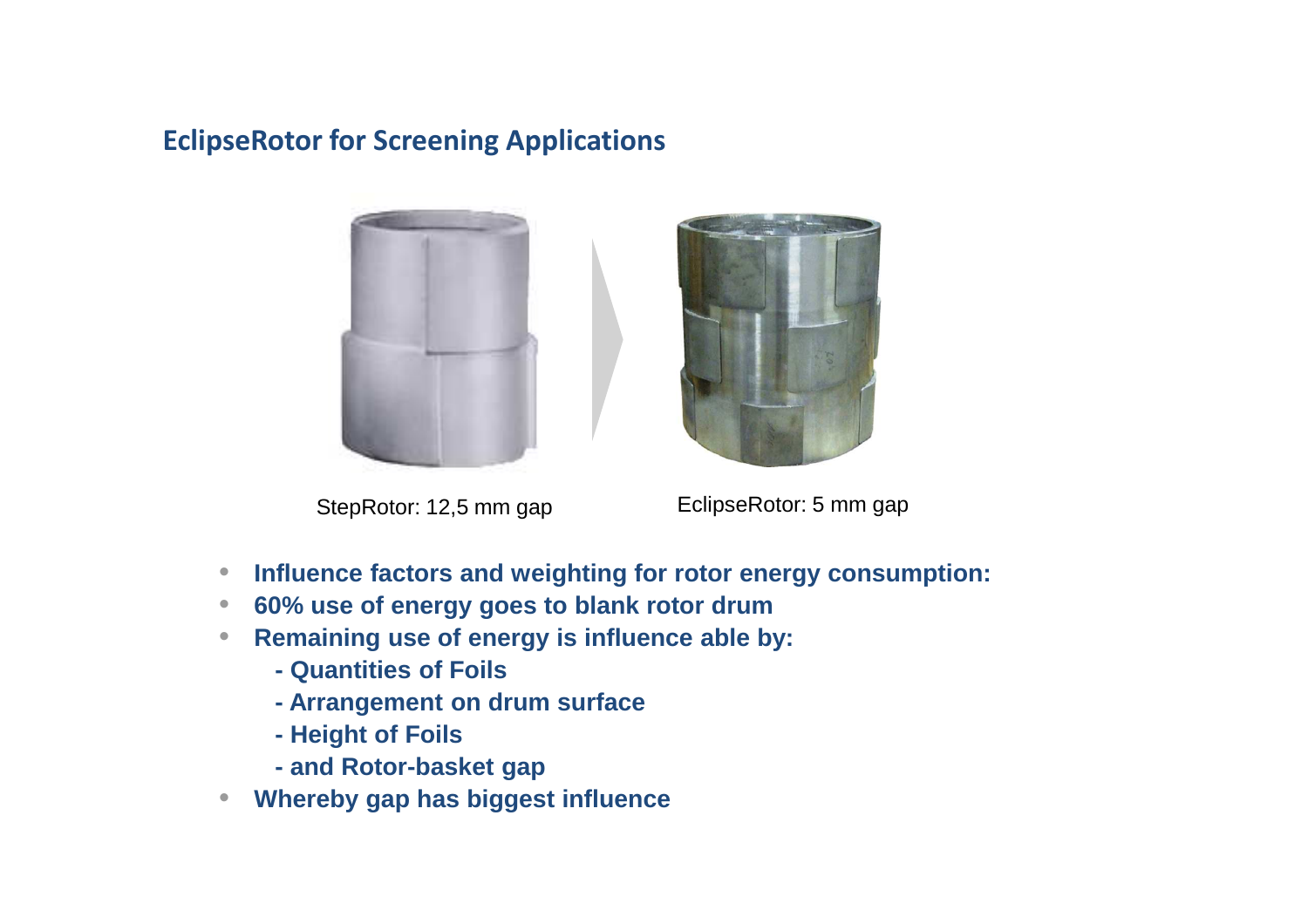## EclipseRotor for Screening Applications

StepRotor: 12,5 mm gap

EclipseRotor: 5 mm gap

- **Influence factors and weighting for rotor energy consumption:**
- **60% use of energy goes to blank rotor drum**
- **Remaining use of energy is influence able by:**
  - **- Quantities of Foils**
  - **- Arrangement on drum surface**
  - **- Height of Foils**
  - **- and Rotor-basket gap**
- **Whereby gap has biggest influence**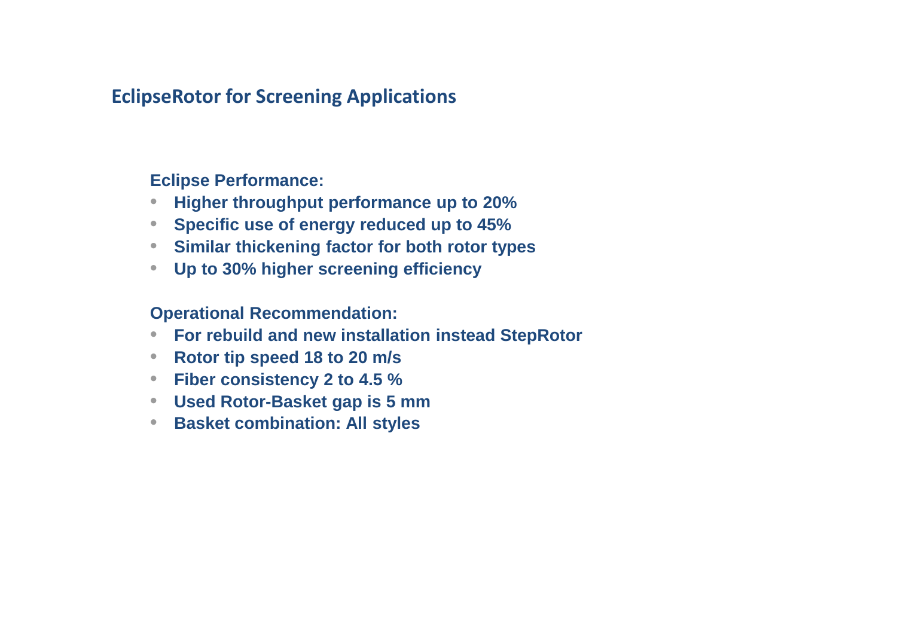## EclipseRotor for Screening Applications

**Eclipse Performance:**

- **Higher throughput performance up to 20%**
- **Specific use of energy reduced up to 45%**
- **Similar thickening factor for both rotor types**
- **Up to 30% higher screening efficiency**

**Operational Recommendation:**

- **For rebuild and new installation instead StepRotor**
- **Rotor tip speed 18 to 20 m/s**
- **Fiber consistency 2 to 4.5 %**
- **Used Rotor-Basket gap is 5 mm**
- **Basket combination: All styles**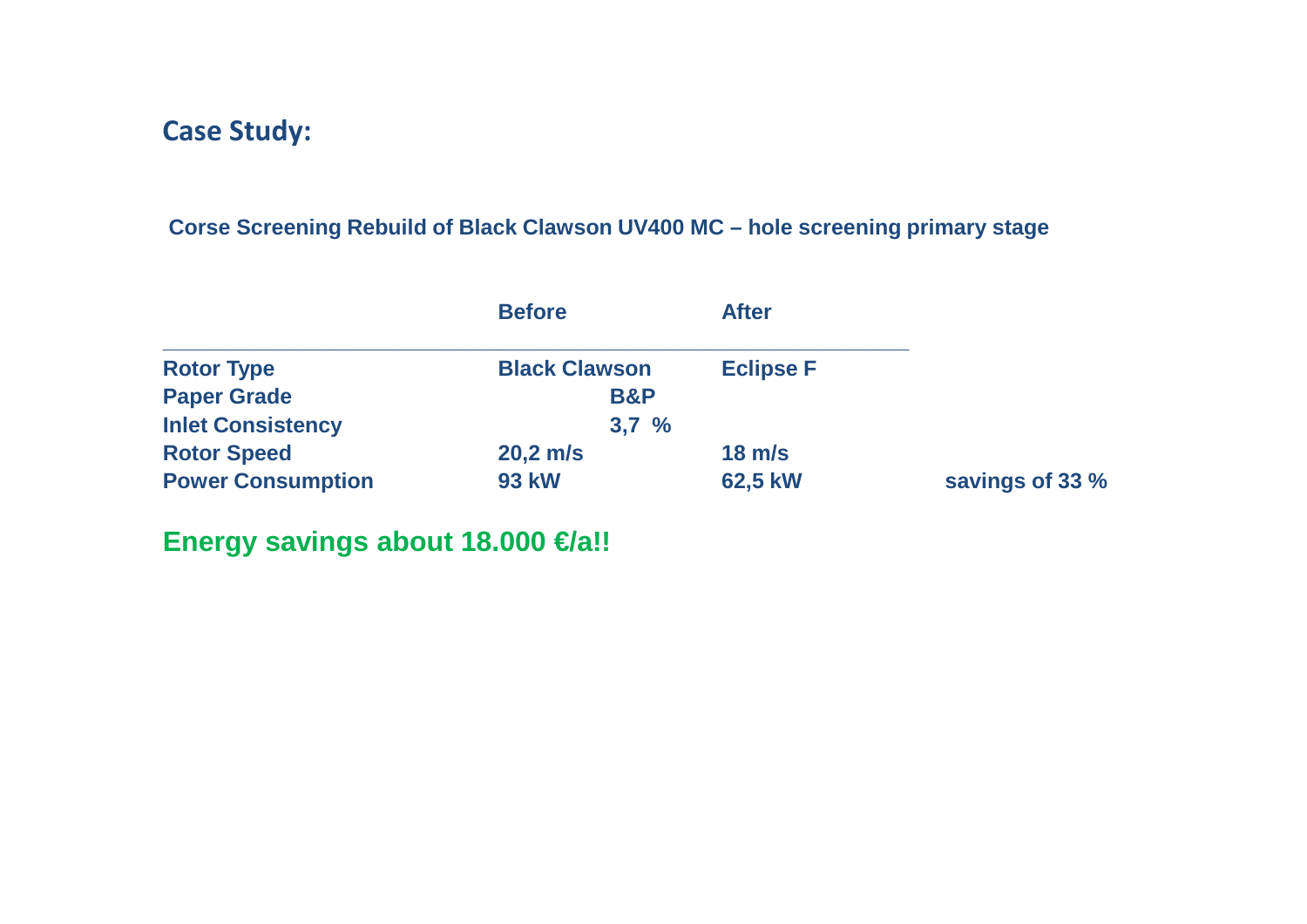## Case Study:

**Corse Screening Rebuild of Black Clawson UV400 MC – hole screening primary stage**

| | Before | After | |
|---|---|---|---|
| **Rotor Type** | **Black Clawson** | **Eclipse F** | |
| **Paper Grade** | **B&P** | | |
| **Inlet Consistency** | **3,7 %** | | |
| **Rotor Speed** | **20,2 m/s** | **18 m/s** | |
| **Power Consumption** | **93 kW** | **62,5 kW** | **savings of 33 %** |

**Energy savings about 18.000 €/a!!**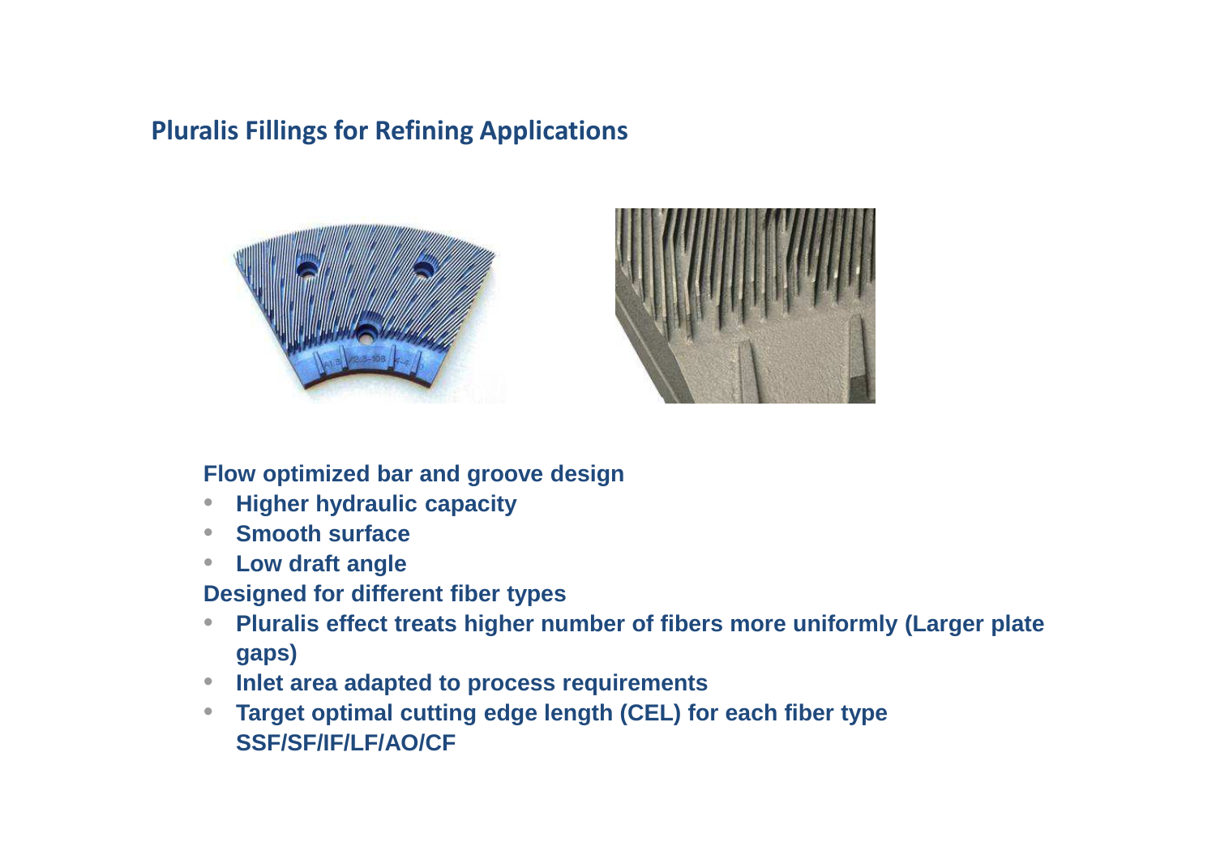## Pluralis Fillings for Refining Applications

**Flow optimized bar and groove design**

- **Higher hydraulic capacity**
- **Smooth surface**
- **Low draft angle**

**Designed for different fiber types**

- **Pluralis effect treats higher number of fibers more uniformly (Larger plate gaps)**
- **Inlet area adapted to process requirements**
- **Target optimal cutting edge length (CEL) for each fiber type SSF/SF/IF/LF/AO/CF**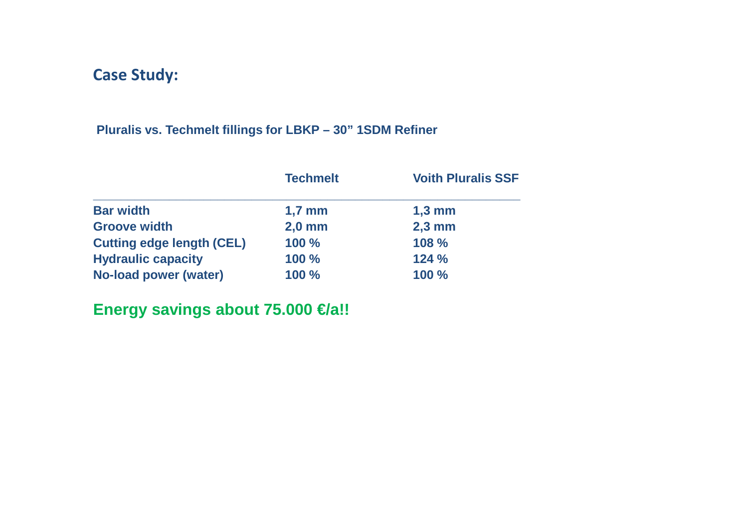## Case Study:

**Pluralis vs. Techmelt fillings for LBKP – 30” 1SDM Refiner**

| | Techmelt | Voith Pluralis SSF |
|---|---|---|
| Bar width | 1,7 mm | 1,3 mm |
| Groove width | 2,0 mm | 2,3 mm |
| Cutting edge length (CEL) | 100 % | 108 % |
| Hydraulic capacity | 100 % | 124 % |
| No-load power (water) | 100 % | 100 % |

**Energy savings about 75.000 €/a!!**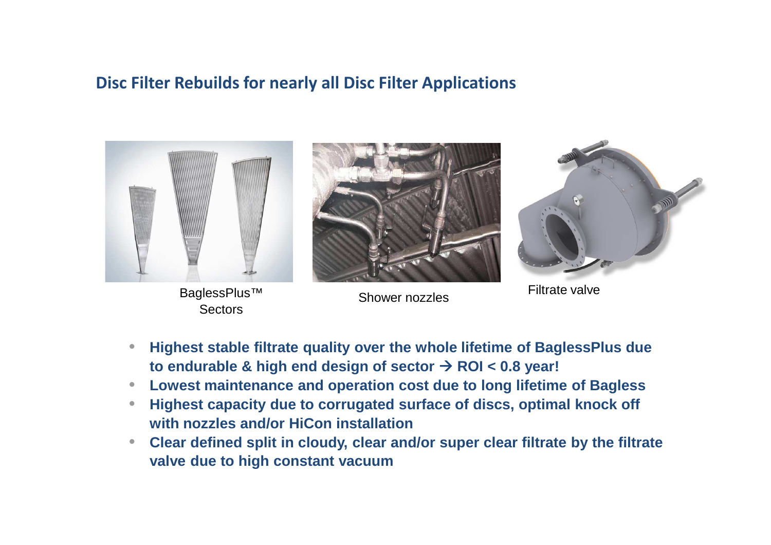## Disc Filter Rebuilds for nearly all Disc Filter Applications

BaglessPlus™ Sectors

Shower nozzles

Filtrate valve

- **Highest stable filtrate quality over the whole lifetime of BaglessPlus due to endurable & high end design of sector → ROI < 0.8 year!**
- **Lowest maintenance and operation cost due to long lifetime of Bagless**
- **Highest capacity due to corrugated surface of discs, optimal knock off with nozzles and/or HiCon installation**
- **Clear defined split in cloudy, clear and/or super clear filtrate by the filtrate valve due to high constant vacuum**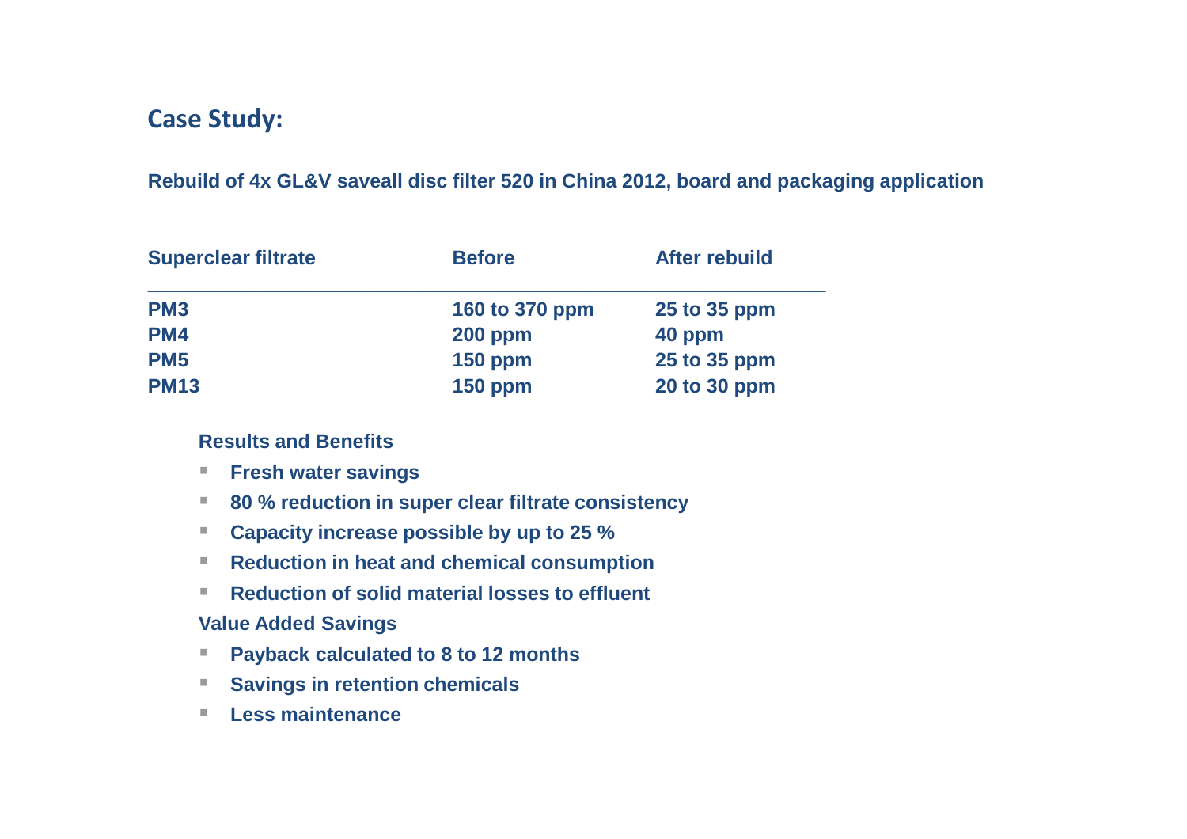## Case Study:

**Rebuild of 4x GL&V saveall disc filter 520 in China 2012, board and packaging application**

| Superclear filtrate | Before | After rebuild |
|---|---|---|
| PM3 | 160 to 370 ppm | 25 to 35 ppm |
| PM4 | 200 ppm | 40 ppm |
| PM5 | 150 ppm | 25 to 35 ppm |
| PM13 | 150 ppm | 20 to 30 ppm |

**Results and Benefits**

- **Fresh water savings**
- **80 % reduction in super clear filtrate consistency**
- **Capacity increase possible by up to 25 %**
- **Reduction in heat and chemical consumption**
- **Reduction of solid material losses to effluent**

**Value Added Savings**

- **Payback calculated to 8 to 12 months**
- **Savings in retention chemicals**
- **Less maintenance**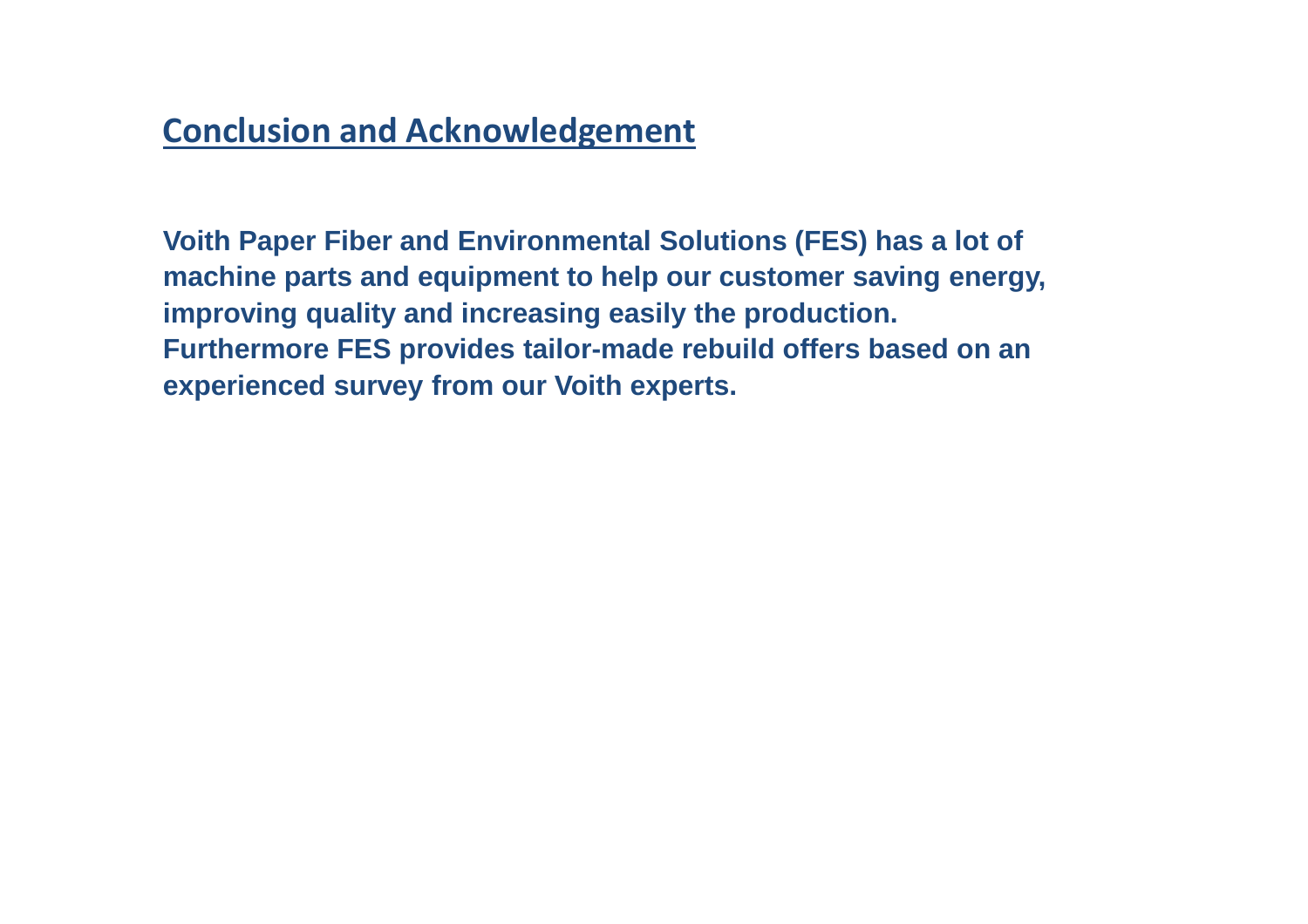## Conclusion and Acknowledgement

**Voith Paper Fiber and Environmental Solutions (FES) has a lot of machine parts and equipment to help our customer saving energy, improving quality and increasing easily the production. Furthermore FES provides tailor-made rebuild offers based on an experienced survey from our Voith experts.**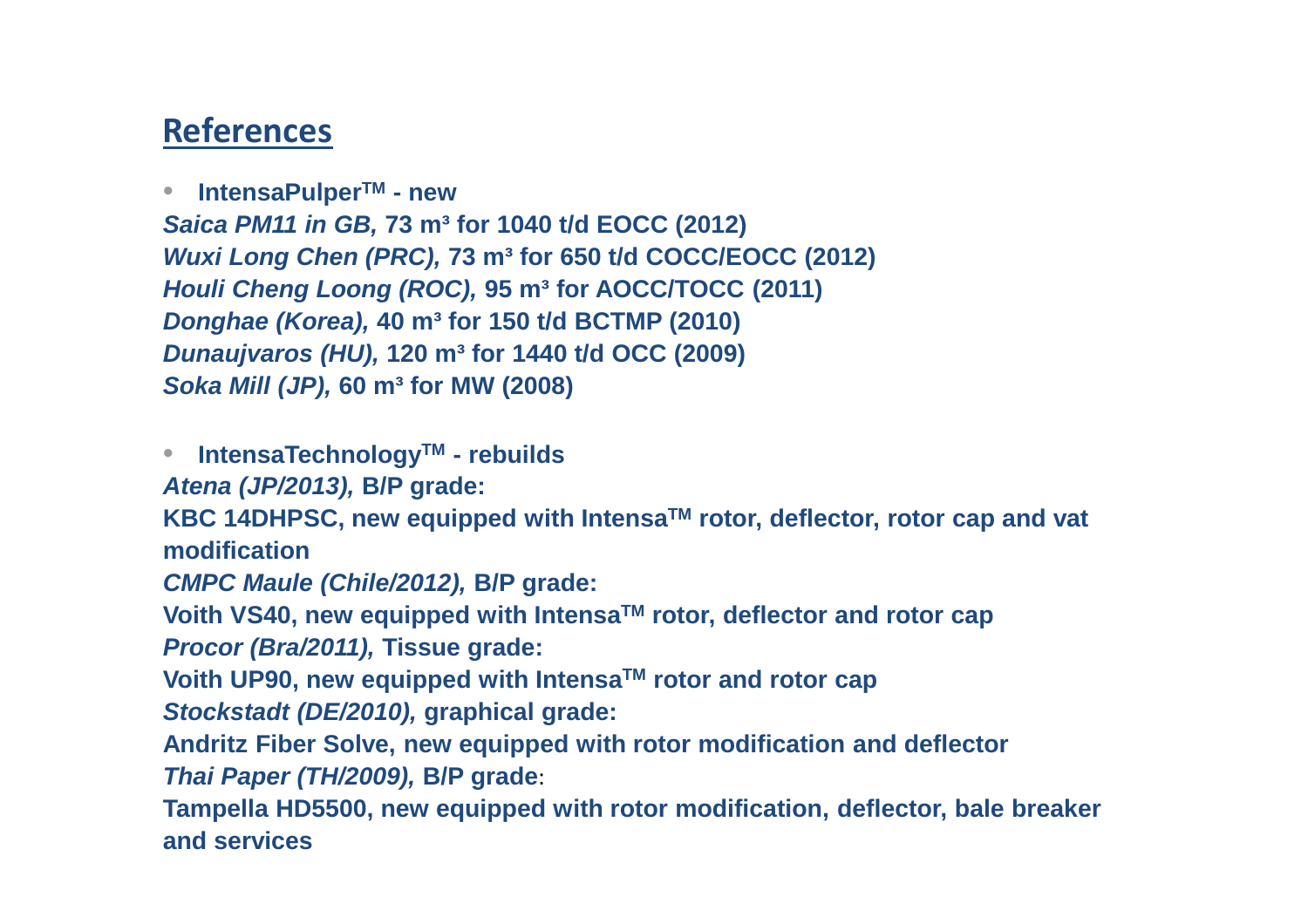## References

- **IntensaPulper$^{TM}$ - new**

***Saica PM11 in GB,* 73 m³ for 1040 t/d EOCC (2012)**
***Wuxi Long Chen (PRC),* 73 m³ for 650 t/d COCC/EOCC (2012)**
***Houli Cheng Loong (ROC),* 95 m³ for AOCC/TOCC (2011)**
***Donghae (Korea),* 40 m³ for 150 t/d BCTMP (2010)**
***Dunaujvaros (HU),* 120 m³ for 1440 t/d OCC (2009)**
***Soka Mill (JP),* 60 m³ for MW (2008)**

- **IntensaTechnology$^{TM}$ - rebuilds**

***Atena (JP/2013),* B/P grade:**
**KBC 14DHPSC, new equipped with Intensa$^{TM}$ rotor, deflector, rotor cap and vat modification**
***CMPC Maule (Chile/2012),* B/P grade:**
**Voith VS40, new equipped with Intensa$^{TM}$ rotor, deflector and rotor cap**
***Procor (Bra/2011),* Tissue grade:**
**Voith UP90, new equipped with Intensa$^{TM}$ rotor and rotor cap**
***Stockstadt (DE/2010),* graphical grade:**
**Andritz Fiber Solve, new equipped with rotor modification and deflector**
***Thai Paper (TH/2009),* B/P grade:**
**Tampella HD5500, new equipped with rotor modification, deflector, bale breaker and services**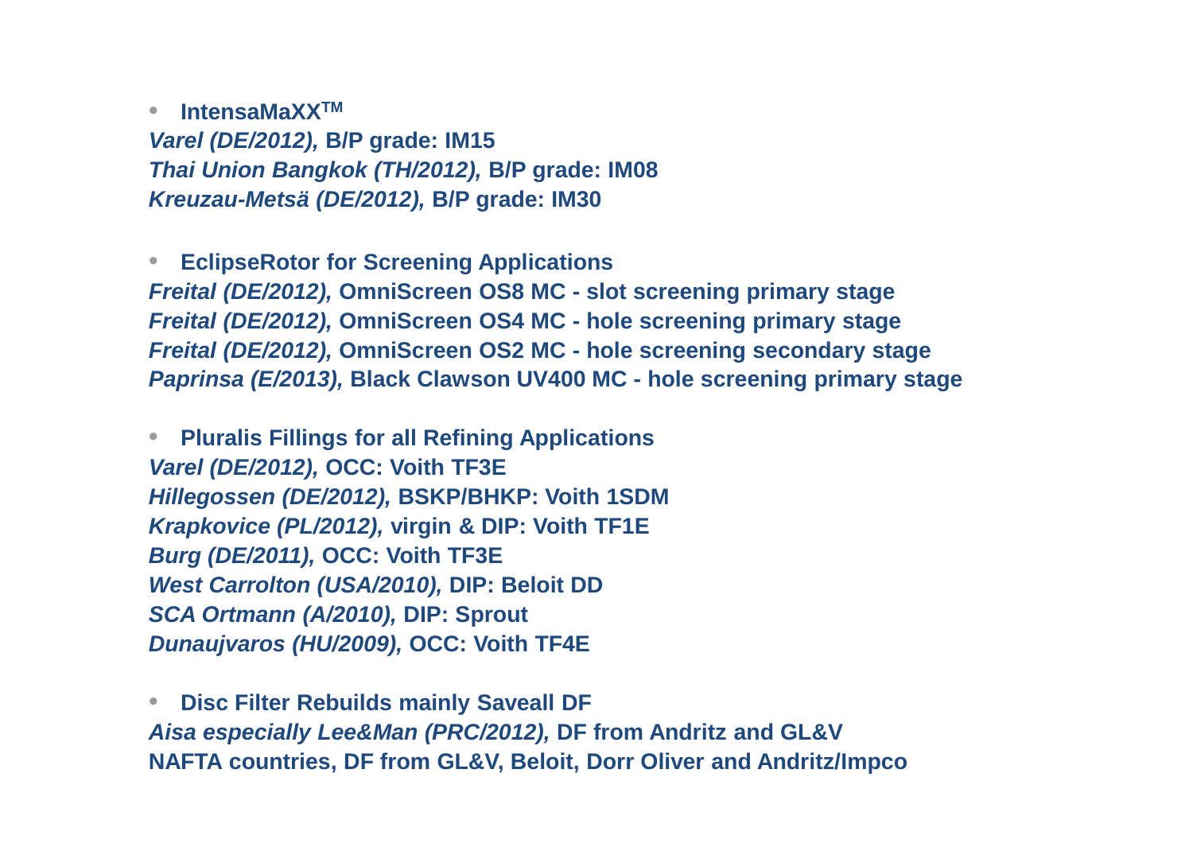- **IntensaMaXX™**

***Varel (DE/2012),*** **B/P grade: IM15**
***Thai Union Bangkok (TH/2012),*** **B/P grade: IM08**
***Kreuzau-Metsä (DE/2012),*** **B/P grade: IM30**

- **EclipseRotor for Screening Applications**

***Freital (DE/2012),*** **OmniScreen OS8 MC - slot screening primary stage**
***Freital (DE/2012),*** **OmniScreen OS4 MC - hole screening primary stage**
***Freital (DE/2012),*** **OmniScreen OS2 MC - hole screening secondary stage**
***Paprinsa (E/2013),*** **Black Clawson UV400 MC - hole screening primary stage**

- **Pluralis Fillings for all Refining Applications**

***Varel (DE/2012),*** **OCC: Voith TF3E**
***Hillegossen (DE/2012),*** **BSKP/BHKP: Voith 1SDM**
***Krapkovice (PL/2012),*** **virgin & DIP: Voith TF1E**
***Burg (DE/2011),*** **OCC: Voith TF3E**
***West Carrolton (USA/2010),*** **DIP: Beloit DD**
***SCA Ortmann (A/2010),*** **DIP: Sprout**
***Dunaujvaros (HU/2009),*** **OCC: Voith TF4E**

- **Disc Filter Rebuilds mainly Saveall DF**

***Aisa especially Lee&Man (PRC/2012),*** **DF from Andritz and GL&V**
**NAFTA countries, DF from GL&V, Beloit, Dorr Oliver and Andritz/Impco**